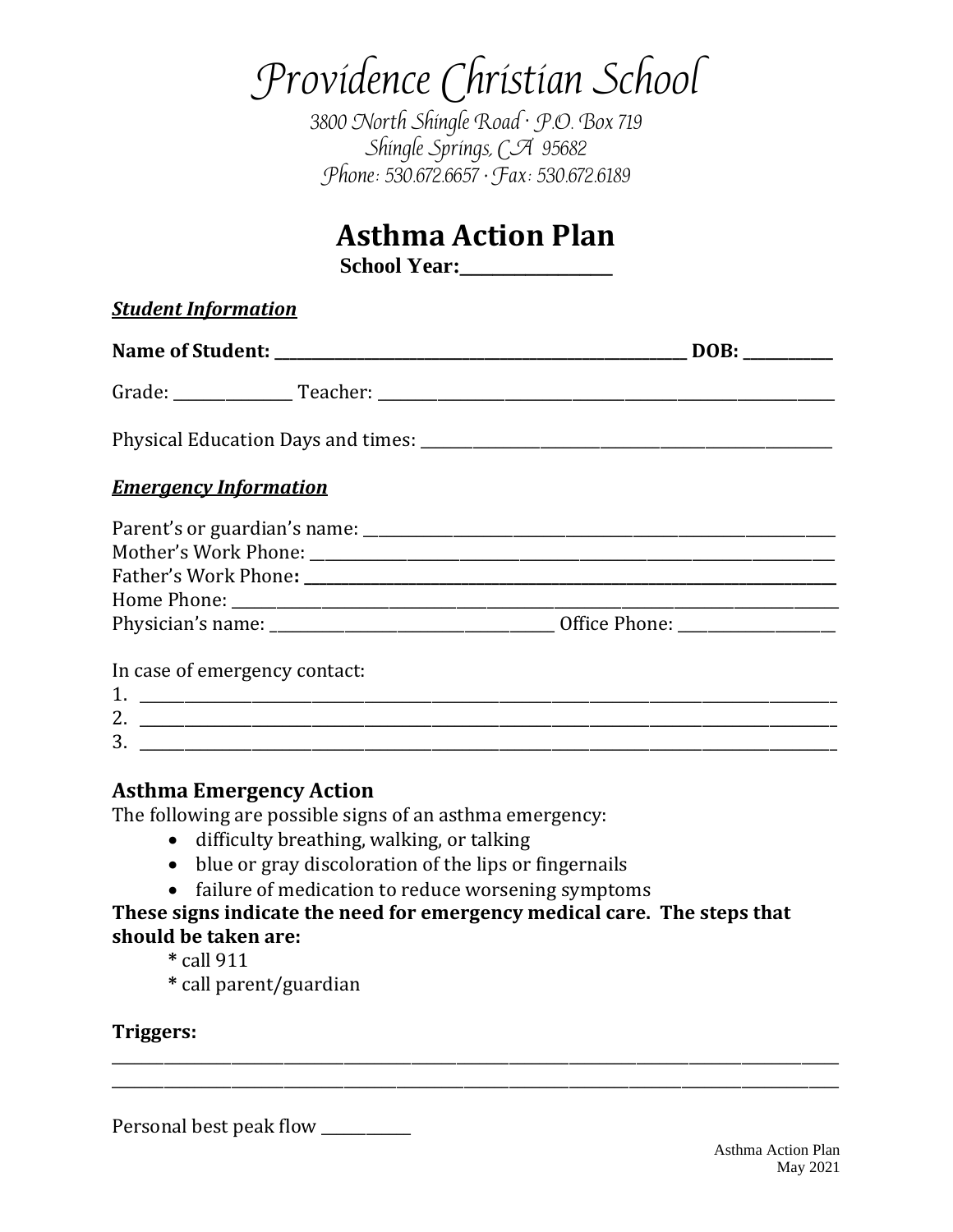# Providence Christian School

*3800 North Shingle Road · P.O. Box 719*
*Shingle Springs, CA 95682*
*Phone: 530.672.6657 · Fax: 530.672.6189*

## Asthma Action Plan

**School Year:\_\_\_\_\_\_\_\_\_\_\_\_\_\_\_\_\_\_**

***Student Information***

**Name of Student: \_\_\_\_\_\_\_\_\_\_\_\_\_\_\_\_\_\_\_\_\_\_\_\_\_\_\_\_\_\_\_\_\_\_\_\_\_\_\_\_\_\_\_\_\_\_\_\_\_\_\_\_\_\_\_ DOB: \_\_\_\_\_\_\_\_\_\_\_\_**

Grade: \_\_\_\_\_\_\_\_\_\_\_\_\_\_\_ Teacher: \_\_\_\_\_\_\_\_\_\_\_\_\_\_\_\_\_\_\_\_\_\_\_\_\_\_\_\_\_\_\_\_\_\_\_\_\_\_\_\_\_\_\_\_\_\_\_\_\_\_\_\_\_\_\_\_\_\_\_\_

Physical Education Days and times: \_\_\_\_\_\_\_\_\_\_\_\_\_\_\_\_\_\_\_\_\_\_\_\_\_\_\_\_\_\_\_\_\_\_\_\_\_\_\_\_\_\_\_\_\_\_\_\_\_\_\_\_\_\_\_

***Emergency Information***

Parent's or guardian's name: \_\_\_\_\_\_\_\_\_\_\_\_\_\_\_\_\_\_\_\_\_\_\_\_\_\_\_\_\_\_\_\_\_\_\_\_\_\_\_\_\_\_\_\_\_\_\_\_\_\_\_\_\_\_\_\_\_\_\_\_
Mother's Work Phone: \_\_\_\_\_\_\_\_\_\_\_\_\_\_\_\_\_\_\_\_\_\_\_\_\_\_\_\_\_\_\_\_\_\_\_\_\_\_\_\_\_\_\_\_\_\_\_\_\_\_\_\_\_\_\_\_\_\_\_\_\_\_\_\_\_\_
Father's Work Phone: \_\_\_\_\_\_\_\_\_\_\_\_\_\_\_\_\_\_\_\_\_\_\_\_\_\_\_\_\_\_\_\_\_\_\_\_\_\_\_\_\_\_\_\_\_\_\_\_\_\_\_\_\_\_\_\_\_\_\_\_\_\_\_\_\_\_\_
Home Phone: \_\_\_\_\_\_\_\_\_\_\_\_\_\_\_\_\_\_\_\_\_\_\_\_\_\_\_\_\_\_\_\_\_\_\_\_\_\_\_\_\_\_\_\_\_\_\_\_\_\_\_\_\_\_\_\_\_\_\_\_\_\_\_\_\_\_\_\_\_\_\_\_\_\_\_\_
Physician's name: \_\_\_\_\_\_\_\_\_\_\_\_\_\_\_\_\_\_\_\_\_\_\_\_\_\_\_\_\_\_\_\_\_\_\_\_\_\_ Office Phone: \_\_\_\_\_\_\_\_\_\_\_\_\_\_\_\_\_\_\_\_

In case of emergency contact:
1. \_\_\_\_\_\_\_\_\_\_\_\_\_\_\_\_\_\_\_\_\_\_\_\_\_\_\_\_\_\_\_\_\_\_\_\_\_\_\_\_\_\_\_\_\_\_\_\_\_\_\_\_\_\_\_\_\_\_\_\_\_\_\_\_\_\_\_\_\_\_\_\_\_\_\_\_\_\_\_\_\_\_\_\_\_\_\_\_
2. \_\_\_\_\_\_\_\_\_\_\_\_\_\_\_\_\_\_\_\_\_\_\_\_\_\_\_\_\_\_\_\_\_\_\_\_\_\_\_\_\_\_\_\_\_\_\_\_\_\_\_\_\_\_\_\_\_\_\_\_\_\_\_\_\_\_\_\_\_\_\_\_\_\_\_\_\_\_\_\_\_\_\_\_\_\_\_\_
3. \_\_\_\_\_\_\_\_\_\_\_\_\_\_\_\_\_\_\_\_\_\_\_\_\_\_\_\_\_\_\_\_\_\_\_\_\_\_\_\_\_\_\_\_\_\_\_\_\_\_\_\_\_\_\_\_\_\_\_\_\_\_\_\_\_\_\_\_\_\_\_\_\_\_\_\_\_\_\_\_\_\_\_\_\_\_\_\_

### Asthma Emergency Action

The following are possible signs of an asthma emergency:

- difficulty breathing, walking, or talking
- blue or gray discoloration of the lips or fingernails
- failure of medication to reduce worsening symptoms

**These signs indicate the need for emergency medical care. The steps that should be taken are:**

**\*** call 911
**\*** call parent/guardian

**Triggers:**

\_\_\_\_\_\_\_\_\_\_\_\_\_\_\_\_\_\_\_\_\_\_\_\_\_\_\_\_\_\_\_\_\_\_\_\_\_\_\_\_\_\_\_\_\_\_\_\_\_\_\_\_\_\_\_\_\_\_\_\_\_\_\_\_\_\_\_\_\_\_\_\_\_\_\_\_\_\_\_\_\_\_\_\_\_\_\_\_\_\_\_\_
\_\_\_\_\_\_\_\_\_\_\_\_\_\_\_\_\_\_\_\_\_\_\_\_\_\_\_\_\_\_\_\_\_\_\_\_\_\_\_\_\_\_\_\_\_\_\_\_\_\_\_\_\_\_\_\_\_\_\_\_\_\_\_\_\_\_\_\_\_\_\_\_\_\_\_\_\_\_\_\_\_\_\_\_\_\_\_\_\_\_\_\_

Personal best peak flow \_\_\_\_\_\_\_\_\_\_\_\_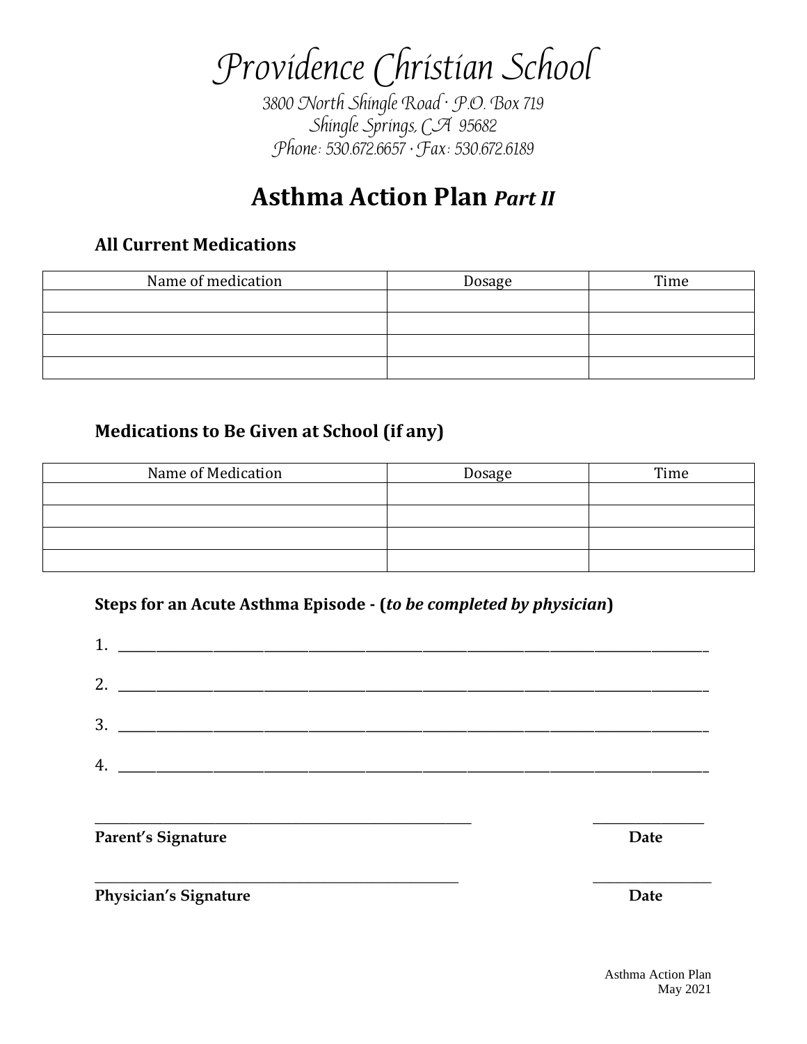# Providence Christian School

3800 North Shingle Road · P.O. Box 719
Shingle Springs, CA 95682
Phone: 530.672.6657 · Fax: 530.672.6189

## Asthma Action Plan *Part II*

### All Current Medications

| Name of medication | Dosage | Time |
|---|---|---|
| | | |
| | | |
| | | |
| | | |

### Medications to Be Given at School (if any)

| Name of Medication | Dosage | Time |
|---|---|---|
| | | |
| | | |
| | | |
| | | |

### Steps for an Acute Asthma Episode - (*to be completed by physician*)

1. ______________________________________________________________________________

2. ______________________________________________________________________________

3. ______________________________________________________________________________

4. ______________________________________________________________________________

_______________________________________________ _______________
**Parent's Signature** **Date**

_______________________________________________ _______________
**Physician's Signature** **Date**

Asthma Action Plan
May 2021